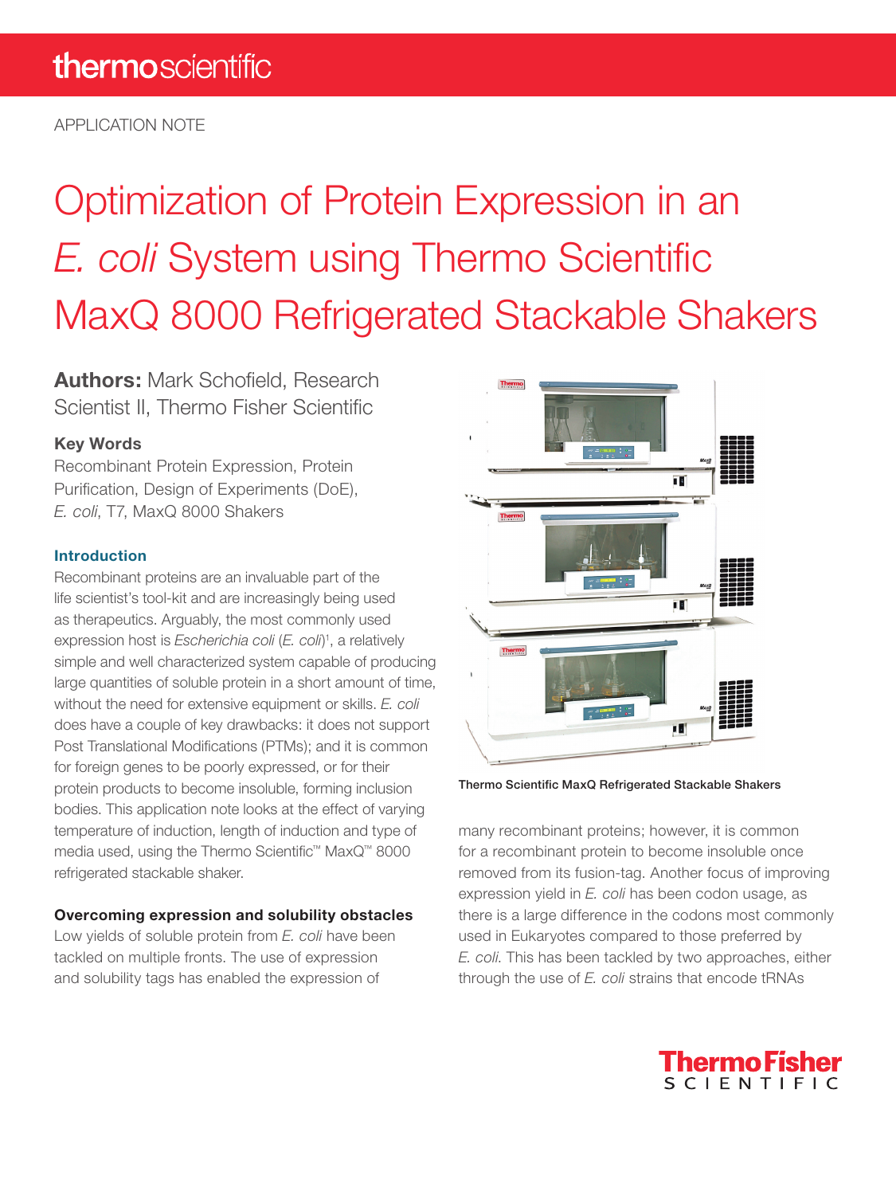APPLICATION NOTE

# Optimization of Protein Expression in an *E. coli* System using Thermo Scientific MaxQ 8000 Refrigerated Stackable Shakers

**Authors:** Mark Schofield, Research Scientist II, Thermo Fisher Scientific

**Key Words**

Recombinant Protein Expression, Protein Purification, Design of Experiments (DoE), *E. coli*, T7, MaxQ 8000 Shakers

## Introduction

Recombinant proteins are an invaluable part of the life scientist's tool-kit and are increasingly being used as therapeutics. Arguably, the most commonly used expression host is *Escherichia coli* (*E. coli*)[1], a relatively simple and well characterized system capable of producing large quantities of soluble protein in a short amount of time, without the need for extensive equipment or skills. *E. coli* does have a couple of key drawbacks: it does not support Post Translational Modifications (PTMs); and it is common for foreign genes to be poorly expressed, or for their protein products to become insoluble, forming inclusion bodies. This application note looks at the effect of varying temperature of induction, length of induction and type of media used, using the Thermo Scientific™ MaxQ™ 8000 refrigerated stackable shaker.

### Overcoming expression and solubility obstacles

Low yields of soluble protein from *E. coli* have been tackled on multiple fronts. The use of expression and solubility tags has enabled the expression of many recombinant proteins; however, it is common for a recombinant protein to become insoluble once removed from its fusion-tag. Another focus of improving expression yield in *E. coli* has been codon usage, as there is a large difference in the codons most commonly used in Eukaryotes compared to those preferred by *E. coli*. This has been tackled by two approaches, either through the use of *E. coli* strains that encode tRNAs

Thermo Scientific MaxQ Refrigerated Stackable Shakers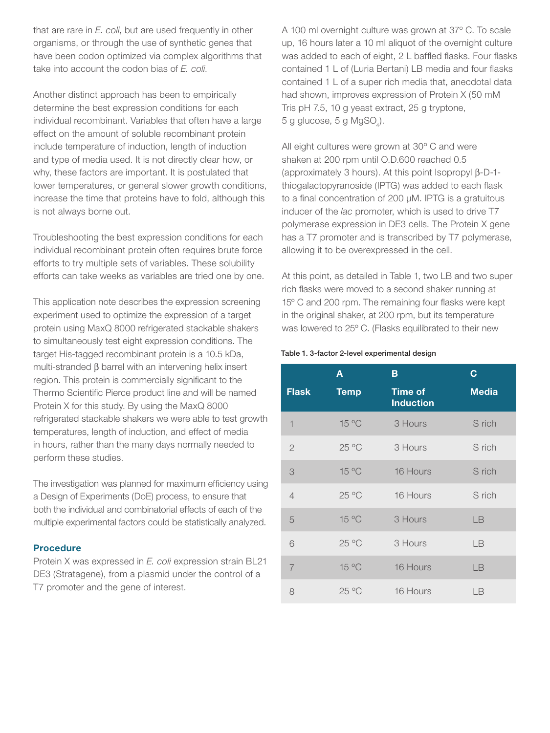that are rare in *E. coli*, but are used frequently in other organisms, or through the use of synthetic genes that have been codon optimized via complex algorithms that take into account the codon bias of *E. coli*.

Another distinct approach has been to empirically determine the best expression conditions for each individual recombinant. Variables that often have a large effect on the amount of soluble recombinant protein include temperature of induction, length of induction and type of media used. It is not directly clear how, or why, these factors are important. It is postulated that lower temperatures, or general slower growth conditions, increase the time that proteins have to fold, although this is not always borne out.

Troubleshooting the best expression conditions for each individual recombinant protein often requires brute force efforts to try multiple sets of variables. These solubility efforts can take weeks as variables are tried one by one.

This application note describes the expression screening experiment used to optimize the expression of a target protein using MaxQ 8000 refrigerated stackable shakers to simultaneously test eight expression conditions. The target His-tagged recombinant protein is a 10.5 kDa, multi-stranded β barrel with an intervening helix insert region. This protein is commercially significant to the Thermo Scientific Pierce product line and will be named Protein X for this study. By using the MaxQ 8000 refrigerated stackable shakers we were able to test growth temperatures, length of induction, and effect of media in hours, rather than the many days normally needed to perform these studies.

The investigation was planned for maximum efficiency using a Design of Experiments (DoE) process, to ensure that both the individual and combinatorial effects of each of the multiple experimental factors could be statistically analyzed.

## Procedure

Protein X was expressed in *E. coli* expression strain BL21 DE3 (Stratagene), from a plasmid under the control of a T7 promoter and the gene of interest.

A 100 ml overnight culture was grown at 37° C. To scale up, 16 hours later a 10 ml aliquot of the overnight culture was added to each of eight, 2 L baffled flasks. Four flasks contained 1 L of (Luria Bertani) LB media and four flasks contained 1 L of a super rich media that, anecdotal data had shown, improves expression of Protein X (50 mM Tris pH 7.5, 10 g yeast extract, 25 g tryptone, 5 g glucose, 5 g $MgSO_4$).

All eight cultures were grown at 30° C and were shaken at 200 rpm until O.D.600 reached 0.5 (approximately 3 hours). At this point Isopropyl β-D-1-thiogalactopyranoside (IPTG) was added to each flask to a final concentration of 200 μM. IPTG is a gratuitous inducer of the *lac* promoter, which is used to drive T7 polymerase expression in DE3 cells. The Protein X gene has a T7 promoter and is transcribed by T7 polymerase, allowing it to be overexpressed in the cell.

At this point, as detailed in Table 1, two LB and two super rich flasks were moved to a second shaker running at 15° C and 200 rpm. The remaining four flasks were kept in the original shaker, at 200 rpm, but its temperature was lowered to 25° C. (Flasks equilibrated to their new

**Table 1. 3-factor 2-level experimental design**

| Flask | A<br>Temp | B<br>Time of Induction | C<br>Media |
|---|---|---|---|
| 1 | 15 °C | 3 Hours | S rich |
| 2 | 25 °C | 3 Hours | S rich |
| 3 | 15 °C | 16 Hours | S rich |
| 4 | 25 °C | 16 Hours | S rich |
| 5 | 15 °C | 3 Hours | LB |
| 6 | 25 °C | 3 Hours | LB |
| 7 | 15 °C | 16 Hours | LB |
| 8 | 25 °C | 16 Hours | LB |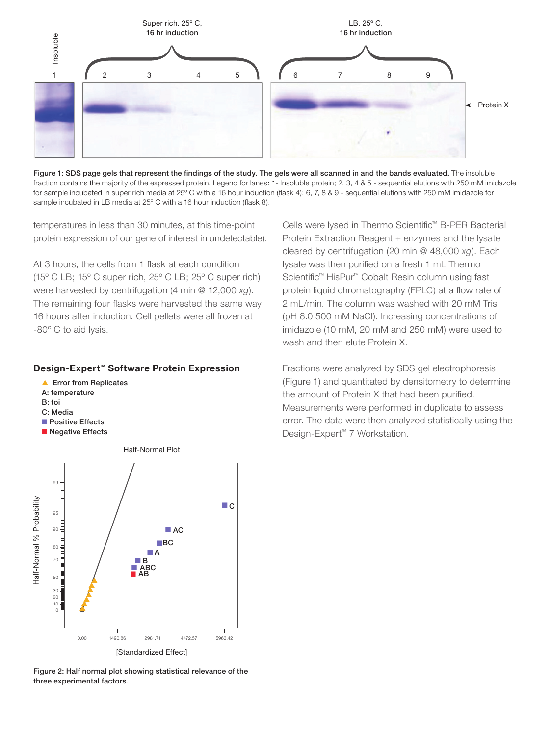Figure 1: SDS page gels that represent the findings of the study. The gels were all scanned in and the bands evaluated. The insoluble fraction contains the majority of the expressed protein. Legend for lanes: 1- Insoluble protein; 2, 3, 4 & 5 - sequential elutions with 250 mM imidazole for sample incubated in super rich media at 25° C with a 16 hour induction (flask 4); 6, 7, 8 & 9 - sequential elutions with 250 mM imidazole for sample incubated in LB media at 25° C with a 16 hour induction (flask 8).

temperatures in less than 30 minutes, at this time-point protein expression of our gene of interest in undetectable).

At 3 hours, the cells from 1 flask at each condition (15° C LB; 15° C super rich, 25° C LB; 25° C super rich) were harvested by centrifugation (4 min @ 12,000 *xg*). The remaining four flasks were harvested the same way 16 hours after induction. Cell pellets were all frozen at -80° C to aid lysis.

### Design-Expert™ Software Protein Expression

Figure 2: Half normal plot showing statistical relevance of the three experimental factors.

Cells were lysed in Thermo Scientific™ B-PER Bacterial Protein Extraction Reagent + enzymes and the lysate cleared by centrifugation (20 min @ 48,000 *xg*). Each lysate was then purified on a fresh 1 mL Thermo Scientific™ HisPur™ Cobalt Resin column using fast protein liquid chromatography (FPLC) at a flow rate of 2 mL/min. The column was washed with 20 mM Tris (pH 8.0 500 mM NaCl). Increasing concentrations of imidazole (10 mM, 20 mM and 250 mM) were used to wash and then elute Protein X.

Fractions were analyzed by SDS gel electrophoresis (Figure 1) and quantitated by densitometry to determine the amount of Protein X that had been purified. Measurements were performed in duplicate to assess error. The data were then analyzed statistically using the Design-Expert™ 7 Workstation.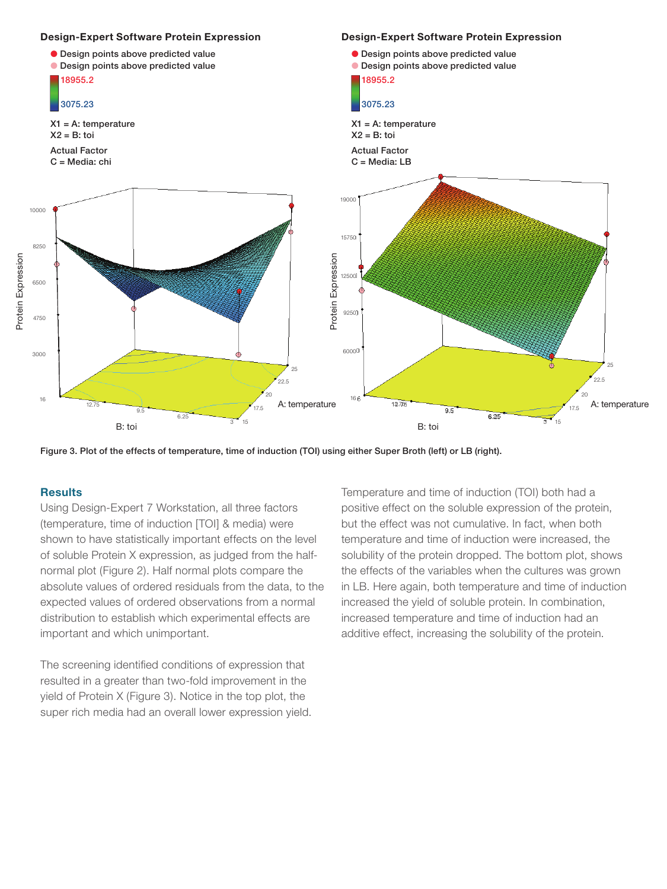Figure 3. Plot of the effects of temperature, time of induction (TOI) using either Super Broth (left) or LB (right).

## Results

Using Design-Expert 7 Workstation, all three factors (temperature, time of induction [TOI] & media) were shown to have statistically important effects on the level of soluble Protein X expression, as judged from the half-normal plot (Figure 2). Half normal plots compare the absolute values of ordered residuals from the data, to the expected values of ordered observations from a normal distribution to establish which experimental effects are important and which unimportant.

The screening identified conditions of expression that resulted in a greater than two-fold improvement in the yield of Protein X (Figure 3). Notice in the top plot, the super rich media had an overall lower expression yield. Temperature and time of induction (TOI) both had a positive effect on the soluble expression of the protein, but the effect was not cumulative. In fact, when both temperature and time of induction were increased, the solubility of the protein dropped. The bottom plot, shows the effects of the variables when the cultures was grown in LB. Here again, both temperature and time of induction increased the yield of soluble protein. In combination, increased temperature and time of induction had an additive effect, increasing the solubility of the protein.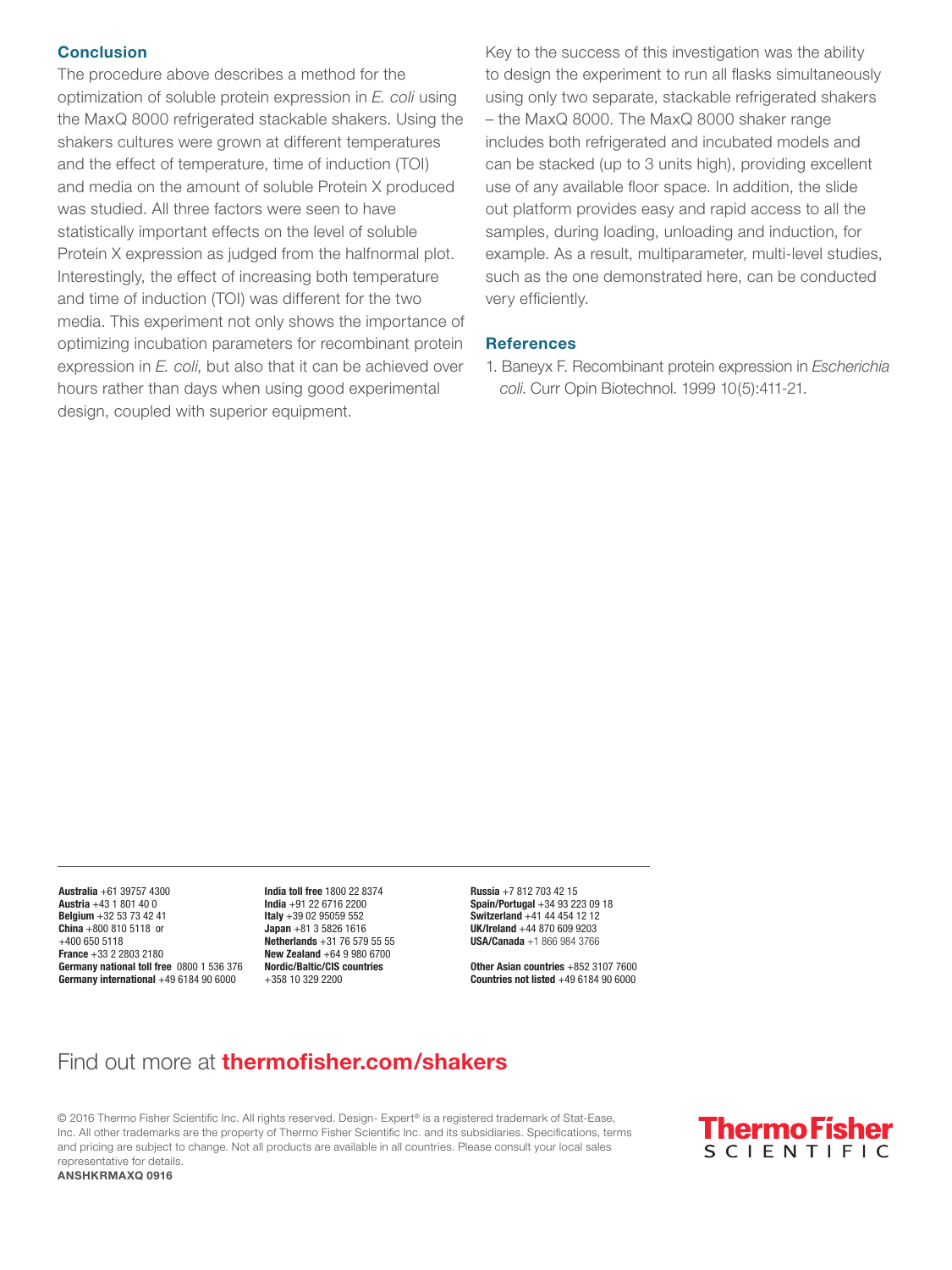## Conclusion

The procedure above describes a method for the optimization of soluble protein expression in *E. coli* using the MaxQ 8000 refrigerated stackable shakers. Using the shakers cultures were grown at different temperatures and the effect of temperature, time of induction (TOI) and media on the amount of soluble Protein X produced was studied. All three factors were seen to have statistically important effects on the level of soluble Protein X expression as judged from the halfnormal plot. Interestingly, the effect of increasing both temperature and time of induction (TOI) was different for the two media. This experiment not only shows the importance of optimizing incubation parameters for recombinant protein expression in *E. coli*, but also that it can be achieved over hours rather than days when using good experimental design, coupled with superior equipment.

Key to the success of this investigation was the ability to design the experiment to run all flasks simultaneously using only two separate, stackable refrigerated shakers – the MaxQ 8000. The MaxQ 8000 shaker range includes both refrigerated and incubated models and can be stacked (up to 3 units high), providing excellent use of any available floor space. In addition, the slide out platform provides easy and rapid access to all the samples, during loading, unloading and induction, for example. As a result, multiparameter, multi-level studies, such as the one demonstrated here, can be conducted very efficiently.

## References

1. Baneyx F. Recombinant protein expression in *Escherichia coli*. Curr Opin Biotechnol. 1999 10(5):411-21.

**Australia** +61 39757 4300
**Austria** +43 1 801 40 0
**Belgium** +32 53 73 42 41
**China** +800 810 5118 or +400 650 5118
**France** +33 2 2803 2180
**Germany national toll free** 0800 1 536 376
**Germany international** +49 6184 90 6000
**India toll free** 1800 22 8374
**India** +91 22 6716 2200
**Italy** +39 02 95059 552
**Japan** +81 3 5826 1616
**Netherlands** +31 76 579 55 55
**New Zealand** +64 9 980 6700
**Nordic/Baltic/CIS countries** +358 10 329 2200
**Russia** +7 812 703 42 15
**Spain/Portugal** +34 93 223 09 18
**Switzerland** +41 44 454 12 12
**UK/Ireland** +44 870 609 9203
**USA/Canada** +1 866 984 3766
**Other Asian countries** +852 3107 7600
**Countries not listed** +49 6184 90 6000

Find out more at **thermofisher.com/shakers**

© 2016 Thermo Fisher Scientific Inc. All rights reserved. Design- Expert® is a registered trademark of Stat-Ease, Inc. All other trademarks are the property of Thermo Fisher Scientific Inc. and its subsidiaries. Specifications, terms and pricing are subject to change. Not all products are available in all countries. Please consult your local sales representative for details.
**ANSHKRMAXQ 0916**

ThermoFisher SCIENTIFIC